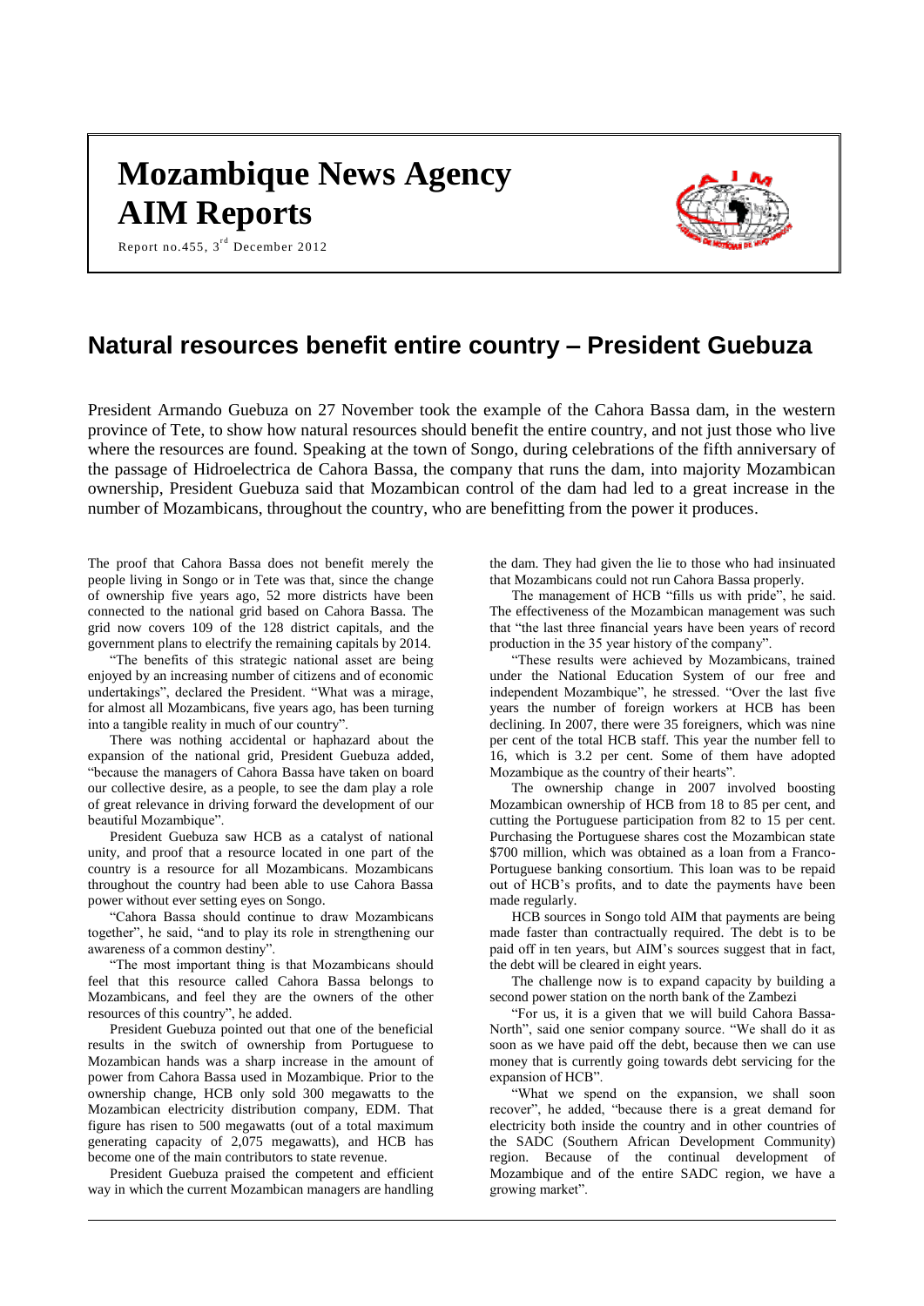# Mozambique News Agency AIM Reports

Report no.455, 3rd December 2012

## Natural resources benefit entire country – President Guebuza

President Armando Guebuza on 27 November took the example of the Cahora Bassa dam, in the western province of Tete, to show how natural resources should benefit the entire country, and not just those who live where the resources are found. Speaking at the town of Songo, during celebrations of the fifth anniversary of the passage of Hidroelectrica de Cahora Bassa, the company that runs the dam, into majority Mozambican ownership, President Guebuza said that Mozambican control of the dam had led to a great increase in the number of Mozambicans, throughout the country, who are benefitting from the power it produces.

The proof that Cahora Bassa does not benefit merely the people living in Songo or in Tete was that, since the change of ownership five years ago, 52 more districts have been connected to the national grid based on Cahora Bassa. The grid now covers 109 of the 128 district capitals, and the government plans to electrify the remaining capitals by 2014.

"The benefits of this strategic national asset are being enjoyed by an increasing number of citizens and of economic undertakings", declared the President. "What was a mirage, for almost all Mozambicans, five years ago, has been turning into a tangible reality in much of our country".

There was nothing accidental or haphazard about the expansion of the national grid, President Guebuza added, "because the managers of Cahora Bassa have taken on board our collective desire, as a people, to see the dam play a role of great relevance in driving forward the development of our beautiful Mozambique".

President Guebuza saw HCB as a catalyst of national unity, and proof that a resource located in one part of the country is a resource for all Mozambicans. Mozambicans throughout the country had been able to use Cahora Bassa power without ever setting eyes on Songo.

"Cahora Bassa should continue to draw Mozambicans together", he said, "and to play its role in strengthening our awareness of a common destiny".

"The most important thing is that Mozambicans should feel that this resource called Cahora Bassa belongs to Mozambicans, and feel they are the owners of the other resources of this country", he added.

President Guebuza pointed out that one of the beneficial results in the switch of ownership from Portuguese to Mozambican hands was a sharp increase in the amount of power from Cahora Bassa used in Mozambique. Prior to the ownership change, HCB only sold 300 megawatts to the Mozambican electricity distribution company, EDM. That figure has risen to 500 megawatts (out of a total maximum generating capacity of 2,075 megawatts), and HCB has become one of the main contributors to state revenue.

President Guebuza praised the competent and efficient way in which the current Mozambican managers are handling the dam. They had given the lie to those who had insinuated that Mozambicans could not run Cahora Bassa properly.

The management of HCB "fills us with pride", he said. The effectiveness of the Mozambican management was such that "the last three financial years have been years of record production in the 35 year history of the company".

"These results were achieved by Mozambicans, trained under the National Education System of our free and independent Mozambique", he stressed. "Over the last five years the number of foreign workers at HCB has been declining. In 2007, there were 35 foreigners, which was nine per cent of the total HCB staff. This year the number fell to 16, which is 3.2 per cent. Some of them have adopted Mozambique as the country of their hearts".

The ownership change in 2007 involved boosting Mozambican ownership of HCB from 18 to 85 per cent, and cutting the Portuguese participation from 82 to 15 per cent. Purchasing the Portuguese shares cost the Mozambican state \$700 million, which was obtained as a loan from a Franco-Portuguese banking consortium. This loan was to be repaid out of HCB's profits, and to date the payments have been made regularly.

HCB sources in Songo told AIM that payments are being made faster than contractually required. The debt is to be paid off in ten years, but AIM's sources suggest that in fact, the debt will be cleared in eight years.

The challenge now is to expand capacity by building a second power station on the north bank of the Zambezi

"For us, it is a given that we will build Cahora Bassa-North", said one senior company source. "We shall do it as soon as we have paid off the debt, because then we can use money that is currently going towards debt servicing for the expansion of HCB".

"What we spend on the expansion, we shall soon recover", he added, "because there is a great demand for electricity both inside the country and in other countries of the SADC (Southern African Development Community) region. Because of the continual development of Mozambique and of the entire SADC region, we have a growing market".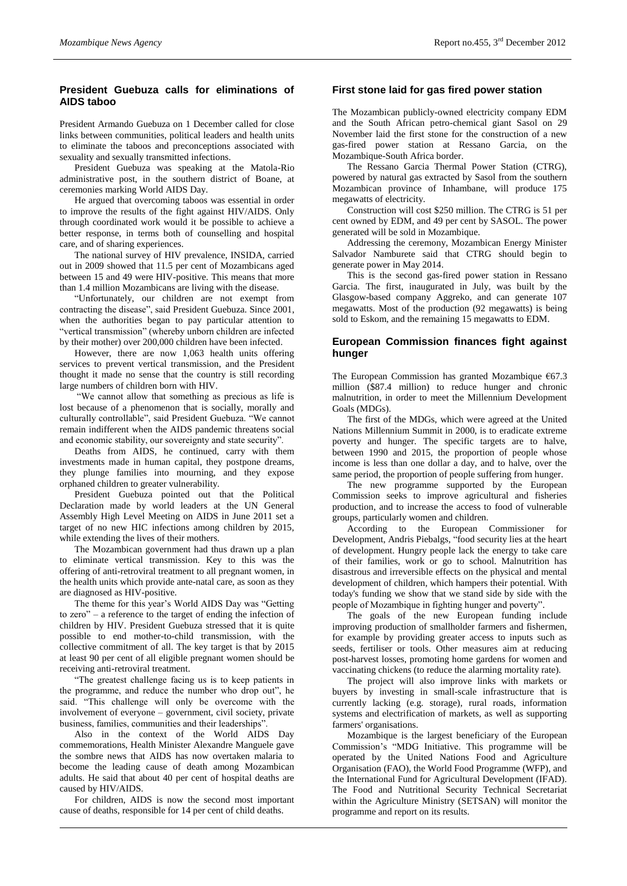## President Guebuza calls for eliminations of AIDS taboo

President Armando Guebuza on 1 December called for close links between communities, political leaders and health units to eliminate the taboos and preconceptions associated with sexuality and sexually transmitted infections.

President Guebuza was speaking at the Matola-Rio administrative post, in the southern district of Boane, at ceremonies marking World AIDS Day.

He argued that overcoming taboos was essential in order to improve the results of the fight against HIV/AIDS. Only through coordinated work would it be possible to achieve a better response, in terms both of counselling and hospital care, and of sharing experiences.

The national survey of HIV prevalence, INSIDA, carried out in 2009 showed that 11.5 per cent of Mozambicans aged between 15 and 49 were HIV-positive. This means that more than 1.4 million Mozambicans are living with the disease.

"Unfortunately, our children are not exempt from contracting the disease", said President Guebuza. Since 2001, when the authorities began to pay particular attention to "vertical transmission" (whereby unborn children are infected by their mother) over 200,000 children have been infected.

However, there are now 1,063 health units offering services to prevent vertical transmission, and the President thought it made no sense that the country is still recording large numbers of children born with HIV.

"We cannot allow that something as precious as life is lost because of a phenomenon that is socially, morally and culturally controllable", said President Guebuza. "We cannot remain indifferent when the AIDS pandemic threatens social and economic stability, our sovereignty and state security".

Deaths from AIDS, he continued, carry with them investments made in human capital, they postpone dreams, they plunge families into mourning, and they expose orphaned children to greater vulnerability.

President Guebuza pointed out that the Political Declaration made by world leaders at the UN General Assembly High Level Meeting on AIDS in June 2011 set a target of no new HIC infections among children by 2015, while extending the lives of their mothers.

The Mozambican government had thus drawn up a plan to eliminate vertical transmission. Key to this was the offering of anti-retroviral treatment to all pregnant women, in the health units which provide ante-natal care, as soon as they are diagnosed as HIV-positive.

The theme for this year's World AIDS Day was "Getting to zero" – a reference to the target of ending the infection of children by HIV. President Guebuza stressed that it is quite possible to end mother-to-child transmission, with the collective commitment of all. The key target is that by 2015 at least 90 per cent of all eligible pregnant women should be receiving anti-retroviral treatment.

"The greatest challenge facing us is to keep patients in the programme, and reduce the number who drop out", he said. "This challenge will only be overcome with the involvement of everyone – government, civil society, private business, families, communities and their leaderships".

Also in the context of the World AIDS Day commemorations, Health Minister Alexandre Manguele gave the sombre news that AIDS has now overtaken malaria to become the leading cause of death among Mozambican adults. He said that about 40 per cent of hospital deaths are caused by HIV/AIDS.

For children, AIDS is now the second most important cause of deaths, responsible for 14 per cent of child deaths.

## First stone laid for gas fired power station

The Mozambican publicly-owned electricity company EDM and the South African petro-chemical giant Sasol on 29 November laid the first stone for the construction of a new gas-fired power station at Ressano Garcia, on the Mozambique-South Africa border.

The Ressano Garcia Thermal Power Station (CTRG), powered by natural gas extracted by Sasol from the southern Mozambican province of Inhambane, will produce 175 megawatts of electricity.

Construction will cost \$250 million. The CTRG is 51 per cent owned by EDM, and 49 per cent by SASOL. The power generated will be sold in Mozambique.

Addressing the ceremony, Mozambican Energy Minister Salvador Namburete said that CTRG should begin to generate power in May 2014.

This is the second gas-fired power station in Ressano Garcia. The first, inaugurated in July, was built by the Glasgow-based company Aggreko, and can generate 107 megawatts. Most of the production (92 megawatts) is being sold to Eskom, and the remaining 15 megawatts to EDM.

## European Commission finances fight against hunger

The European Commission has granted Mozambique €67.3 million (\$87.4 million) to reduce hunger and chronic malnutrition, in order to meet the Millennium Development Goals (MDGs).

The first of the MDGs, which were agreed at the United Nations Millennium Summit in 2000, is to eradicate extreme poverty and hunger. The specific targets are to halve, between 1990 and 2015, the proportion of people whose income is less than one dollar a day, and to halve, over the same period, the proportion of people suffering from hunger.

The new programme supported by the European Commission seeks to improve agricultural and fisheries production, and to increase the access to food of vulnerable groups, particularly women and children.

According to the European Commissioner for Development, Andris Piebalgs, "food security lies at the heart of development. Hungry people lack the energy to take care of their families, work or go to school. Malnutrition has disastrous and irreversible effects on the physical and mental development of children, which hampers their potential. With today's funding we show that we stand side by side with the people of Mozambique in fighting hunger and poverty".

The goals of the new European funding include improving production of smallholder farmers and fishermen, for example by providing greater access to inputs such as seeds, fertiliser or tools. Other measures aim at reducing post-harvest losses, promoting home gardens for women and vaccinating chickens (to reduce the alarming mortality rate).

The project will also improve links with markets or buyers by investing in small-scale infrastructure that is currently lacking (e.g. storage), rural roads, information systems and electrification of markets, as well as supporting farmers' organisations.

Mozambique is the largest beneficiary of the European Commission's "MDG Initiative. This programme will be operated by the United Nations Food and Agriculture Organisation (FAO), the World Food Programme (WFP), and the International Fund for Agricultural Development (IFAD). The Food and Nutritional Security Technical Secretariat within the Agriculture Ministry (SETSAN) will monitor the programme and report on its results.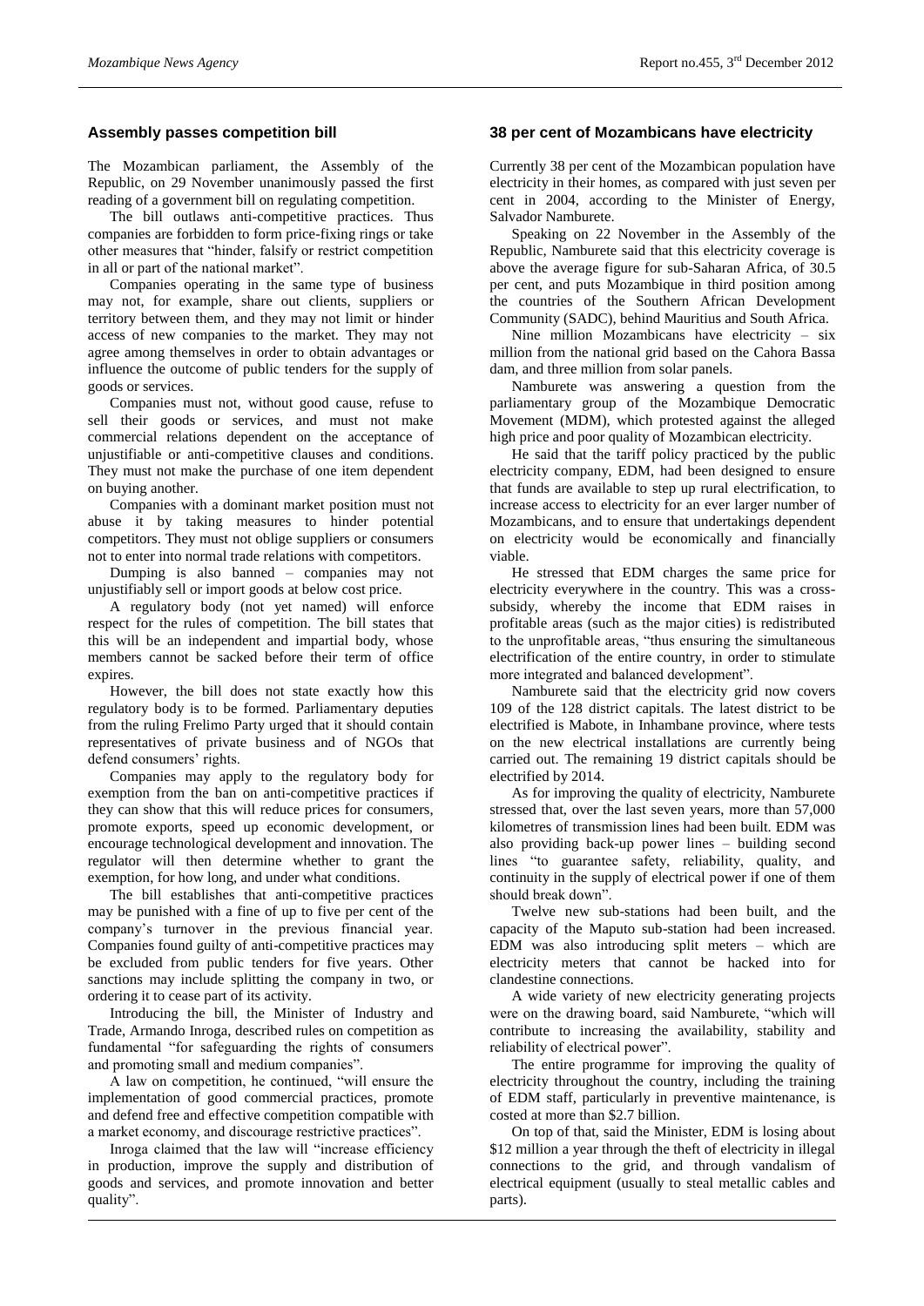## Assembly passes competition bill

The Mozambican parliament, the Assembly of the Republic, on 29 November unanimously passed the first reading of a government bill on regulating competition.

The bill outlaws anti-competitive practices. Thus companies are forbidden to form price-fixing rings or take other measures that "hinder, falsify or restrict competition in all or part of the national market".

Companies operating in the same type of business may not, for example, share out clients, suppliers or territory between them, and they may not limit or hinder access of new companies to the market. They may not agree among themselves in order to obtain advantages or influence the outcome of public tenders for the supply of goods or services.

Companies must not, without good cause, refuse to sell their goods or services, and must not make commercial relations dependent on the acceptance of unjustifiable or anti-competitive clauses and conditions. They must not make the purchase of one item dependent on buying another.

Companies with a dominant market position must not abuse it by taking measures to hinder potential competitors. They must not oblige suppliers or consumers not to enter into normal trade relations with competitors.

Dumping is also banned – companies may not unjustifiably sell or import goods at below cost price.

A regulatory body (not yet named) will enforce respect for the rules of competition. The bill states that this will be an independent and impartial body, whose members cannot be sacked before their term of office expires.

However, the bill does not state exactly how this regulatory body is to be formed. Parliamentary deputies from the ruling Frelimo Party urged that it should contain representatives of private business and of NGOs that defend consumers' rights.

Companies may apply to the regulatory body for exemption from the ban on anti-competitive practices if they can show that this will reduce prices for consumers, promote exports, speed up economic development, or encourage technological development and innovation. The regulator will then determine whether to grant the exemption, for how long, and under what conditions.

The bill establishes that anti-competitive practices may be punished with a fine of up to five per cent of the company's turnover in the previous financial year. Companies found guilty of anti-competitive practices may be excluded from public tenders for five years. Other sanctions may include splitting the company in two, or ordering it to cease part of its activity.

Introducing the bill, the Minister of Industry and Trade, Armando Inroga, described rules on competition as fundamental "for safeguarding the rights of consumers and promoting small and medium companies".

A law on competition, he continued, "will ensure the implementation of good commercial practices, promote and defend free and effective competition compatible with a market economy, and discourage restrictive practices".

Inroga claimed that the law will "increase efficiency in production, improve the supply and distribution of goods and services, and promote innovation and better quality".

## 38 per cent of Mozambicans have electricity

Currently 38 per cent of the Mozambican population have electricity in their homes, as compared with just seven per cent in 2004, according to the Minister of Energy, Salvador Namburete.

Speaking on 22 November in the Assembly of the Republic, Namburete said that this electricity coverage is above the average figure for sub-Saharan Africa, of 30.5 per cent, and puts Mozambique in third position among the countries of the Southern African Development Community (SADC), behind Mauritius and South Africa.

Nine million Mozambicans have electricity – six million from the national grid based on the Cahora Bassa dam, and three million from solar panels.

Namburete was answering a question from the parliamentary group of the Mozambique Democratic Movement (MDM), which protested against the alleged high price and poor quality of Mozambican electricity.

He said that the tariff policy practiced by the public electricity company, EDM, had been designed to ensure that funds are available to step up rural electrification, to increase access to electricity for an ever larger number of Mozambicans, and to ensure that undertakings dependent on electricity would be economically and financially viable.

He stressed that EDM charges the same price for electricity everywhere in the country. This was a cross-subsidy, whereby the income that EDM raises in profitable areas (such as the major cities) is redistributed to the unprofitable areas, "thus ensuring the simultaneous electrification of the entire country, in order to stimulate more integrated and balanced development".

Namburete said that the electricity grid now covers 109 of the 128 district capitals. The latest district to be electrified is Mabote, in Inhambane province, where tests on the new electrical installations are currently being carried out. The remaining 19 district capitals should be electrified by 2014.

As for improving the quality of electricity, Namburete stressed that, over the last seven years, more than 57,000 kilometres of transmission lines had been built. EDM was also providing back-up power lines – building second lines "to guarantee safety, reliability, quality, and continuity in the supply of electrical power if one of them should break down".

Twelve new sub-stations had been built, and the capacity of the Maputo sub-station had been increased. EDM was also introducing split meters – which are electricity meters that cannot be hacked into for clandestine connections.

A wide variety of new electricity generating projects were on the drawing board, said Namburete, "which will contribute to increasing the availability, stability and reliability of electrical power".

The entire programme for improving the quality of electricity throughout the country, including the training of EDM staff, particularly in preventive maintenance, is costed at more than $2.7 billion.

On top of that, said the Minister, EDM is losing about $12 million a year through the theft of electricity in illegal connections to the grid, and through vandalism of electrical equipment (usually to steal metallic cables and parts).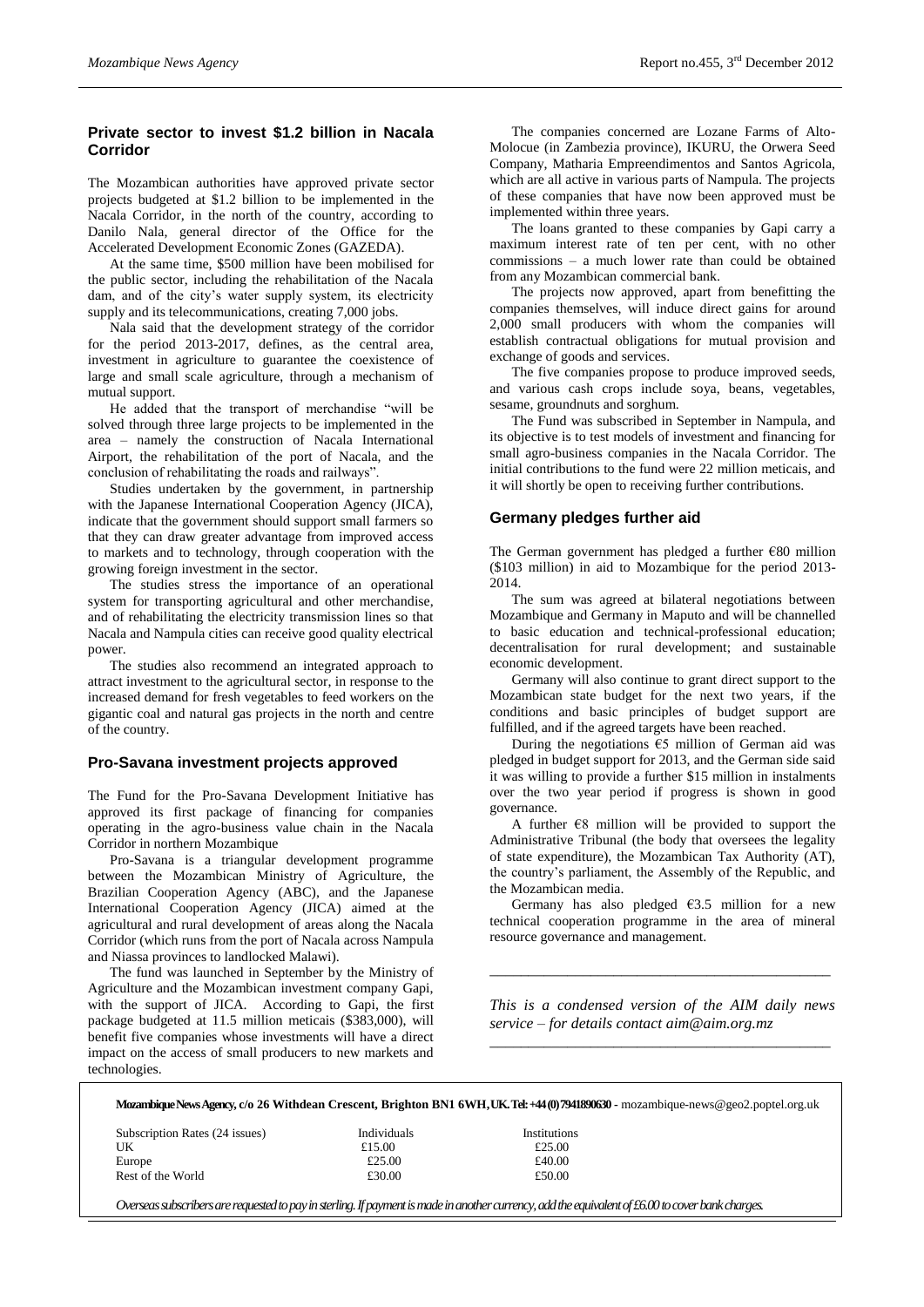## Private sector to invest $1.2 billion in Nacala Corridor

The Mozambican authorities have approved private sector projects budgeted at $1.2 billion to be implemented in the Nacala Corridor, in the north of the country, according to Danilo Nala, general director of the Office for the Accelerated Development Economic Zones (GAZEDA).

At the same time, $500 million have been mobilised for the public sector, including the rehabilitation of the Nacala dam, and of the city's water supply system, its electricity supply and its telecommunications, creating 7,000 jobs.

Nala said that the development strategy of the corridor for the period 2013-2017, defines, as the central area, investment in agriculture to guarantee the coexistence of large and small scale agriculture, through a mechanism of mutual support.

He added that the transport of merchandise "will be solved through three large projects to be implemented in the area – namely the construction of Nacala International Airport, the rehabilitation of the port of Nacala, and the conclusion of rehabilitating the roads and railways".

Studies undertaken by the government, in partnership with the Japanese International Cooperation Agency (JICA), indicate that the government should support small farmers so that they can draw greater advantage from improved access to markets and to technology, through cooperation with the growing foreign investment in the sector.

The studies stress the importance of an operational system for transporting agricultural and other merchandise, and of rehabilitating the electricity transmission lines so that Nacala and Nampula cities can receive good quality electrical power.

The studies also recommend an integrated approach to attract investment to the agricultural sector, in response to the increased demand for fresh vegetables to feed workers on the gigantic coal and natural gas projects in the north and centre of the country.

## Pro-Savana investment projects approved

The Fund for the Pro-Savana Development Initiative has approved its first package of financing for companies operating in the agro-business value chain in the Nacala Corridor in northern Mozambique

Pro-Savana is a triangular development programme between the Mozambican Ministry of Agriculture, the Brazilian Cooperation Agency (ABC), and the Japanese International Cooperation Agency (JICA) aimed at the agricultural and rural development of areas along the Nacala Corridor (which runs from the port of Nacala across Nampula and Niassa provinces to landlocked Malawi).

The fund was launched in September by the Ministry of Agriculture and the Mozambican investment company Gapi, with the support of JICA. According to Gapi, the first package budgeted at 11.5 million meticais ($383,000), will benefit five companies whose investments will have a direct impact on the access of small producers to new markets and technologies.

The companies concerned are Lozane Farms of Alto-Molocue (in Zambezia province), IKURU, the Orwera Seed Company, Matharia Empreendimentos and Santos Agricola, which are all active in various parts of Nampula. The projects of these companies that have now been approved must be implemented within three years.

The loans granted to these companies by Gapi carry a maximum interest rate of ten per cent, with no other commissions – a much lower rate than could be obtained from any Mozambican commercial bank.

The projects now approved, apart from benefitting the companies themselves, will induce direct gains for around 2,000 small producers with whom the companies will establish contractual obligations for mutual provision and exchange of goods and services.

The five companies propose to produce improved seeds, and various cash crops include soya, beans, vegetables, sesame, groundnuts and sorghum.

The Fund was subscribed in September in Nampula, and its objective is to test models of investment and financing for small agro-business companies in the Nacala Corridor. The initial contributions to the fund were 22 million meticais, and it will shortly be open to receiving further contributions.

## Germany pledges further aid

The German government has pledged a further €80 million ($103 million) in aid to Mozambique for the period 2013-2014.

The sum was agreed at bilateral negotiations between Mozambique and Germany in Maputo and will be channelled to basic education and technical-professional education; decentralisation for rural development; and sustainable economic development.

Germany will also continue to grant direct support to the Mozambican state budget for the next two years, if the conditions and basic principles of budget support are fulfilled, and if the agreed targets have been reached.

During the negotiations €5 million of German aid was pledged in budget support for 2013, and the German side said it was willing to provide a further $15 million in instalments over the two year period if progress is shown in good governance.

A further €8 million will be provided to support the Administrative Tribunal (the body that oversees the legality of state expenditure), the Mozambican Tax Authority (AT), the country's parliament, the Assembly of the Republic, and the Mozambican media.

Germany has also pledged €3.5 million for a new technical cooperation programme in the area of mineral resource governance and management.

---

*This is a condensed version of the AIM daily news service – for details contact aim@aim.org.mz*

---

**Mozambique News Agency, c/o 26 Withdean Crescent, Brighton BN1 6WH, UK. Tel: +44 (0) 7941890630** - mozambique-news@geo2.poptel.org.uk

| Subscription Rates (24 issues) | Individuals | Institutions |
|---|---|---|
| UK | £15.00 | £25.00 |
| Europe | £25.00 | £40.00 |
| Rest of the World | £30.00 | £50.00 |

*Overseas subscribers are requested to pay in sterling. If payment is made in another currency, add the equivalent of £6.00 to cover bank charges.*